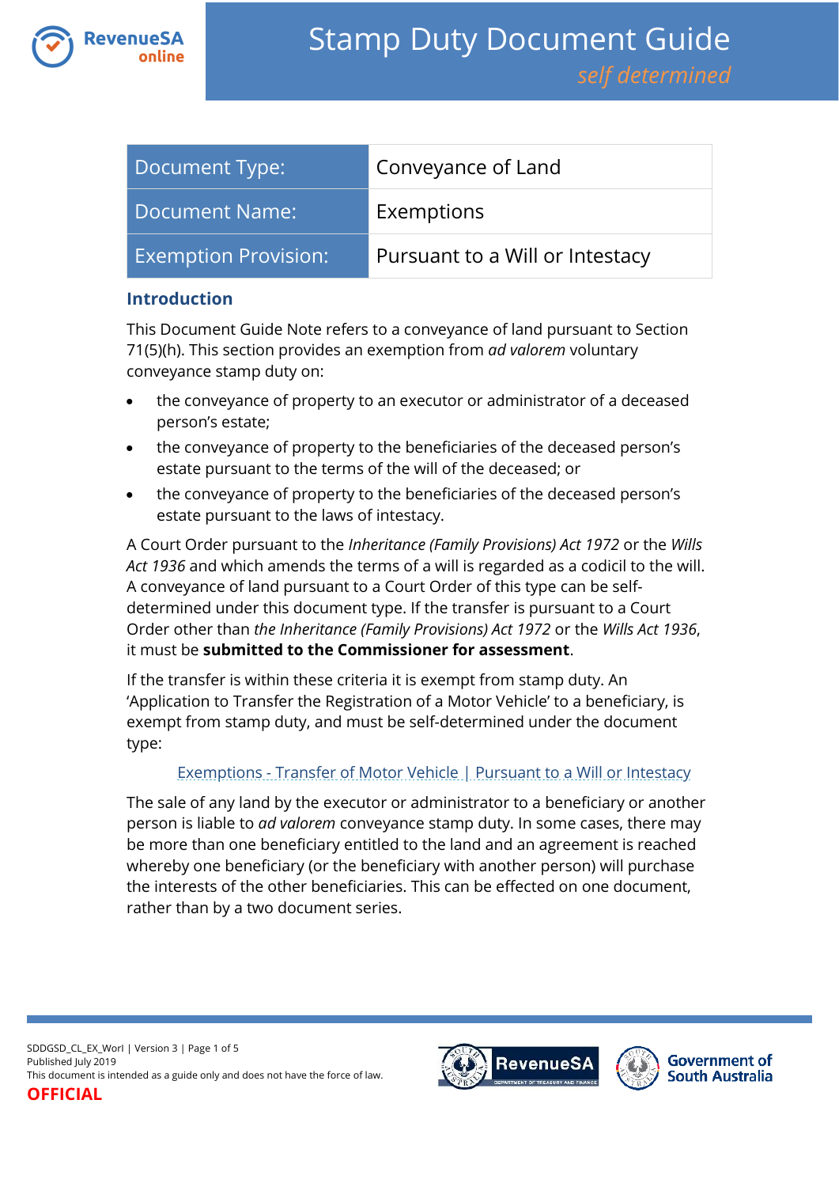# Stamp Duty Document Guide

*self determined*

| Document Type: | Conveyance of Land |
|---|---|
| Document Name: | Exemptions |
| Exemption Provision: | Pursuant to a Will or Intestacy |

## Introduction

This Document Guide Note refers to a conveyance of land pursuant to Section 71(5)(h). This section provides an exemption from *ad valorem* voluntary conveyance stamp duty on:

- the conveyance of property to an executor or administrator of a deceased person's estate;
- the conveyance of property to the beneficiaries of the deceased person's estate pursuant to the terms of the will of the deceased; or
- the conveyance of property to the beneficiaries of the deceased person's estate pursuant to the laws of intestacy.

A Court Order pursuant to the *Inheritance (Family Provisions) Act 1972* or the *Wills Act 1936* and which amends the terms of a will is regarded as a codicil to the will. A conveyance of land pursuant to a Court Order of this type can be self-determined under this document type. If the transfer is pursuant to a Court Order other than *the Inheritance (Family Provisions) Act 1972* or the *Wills Act 1936*, it must be **submitted to the Commissioner for assessment**.

If the transfer is within these criteria it is exempt from stamp duty. An 'Application to Transfer the Registration of a Motor Vehicle' to a beneficiary, is exempt from stamp duty, and must be self-determined under the document type:

Exemptions - Transfer of Motor Vehicle | Pursuant to a Will or Intestacy

The sale of any land by the executor or administrator to a beneficiary or another person is liable to *ad valorem* conveyance stamp duty. In some cases, there may be more than one beneficiary entitled to the land and an agreement is reached whereby one beneficiary (or the beneficiary with another person) will purchase the interests of the other beneficiaries. This can be effected on one document, rather than by a two document series.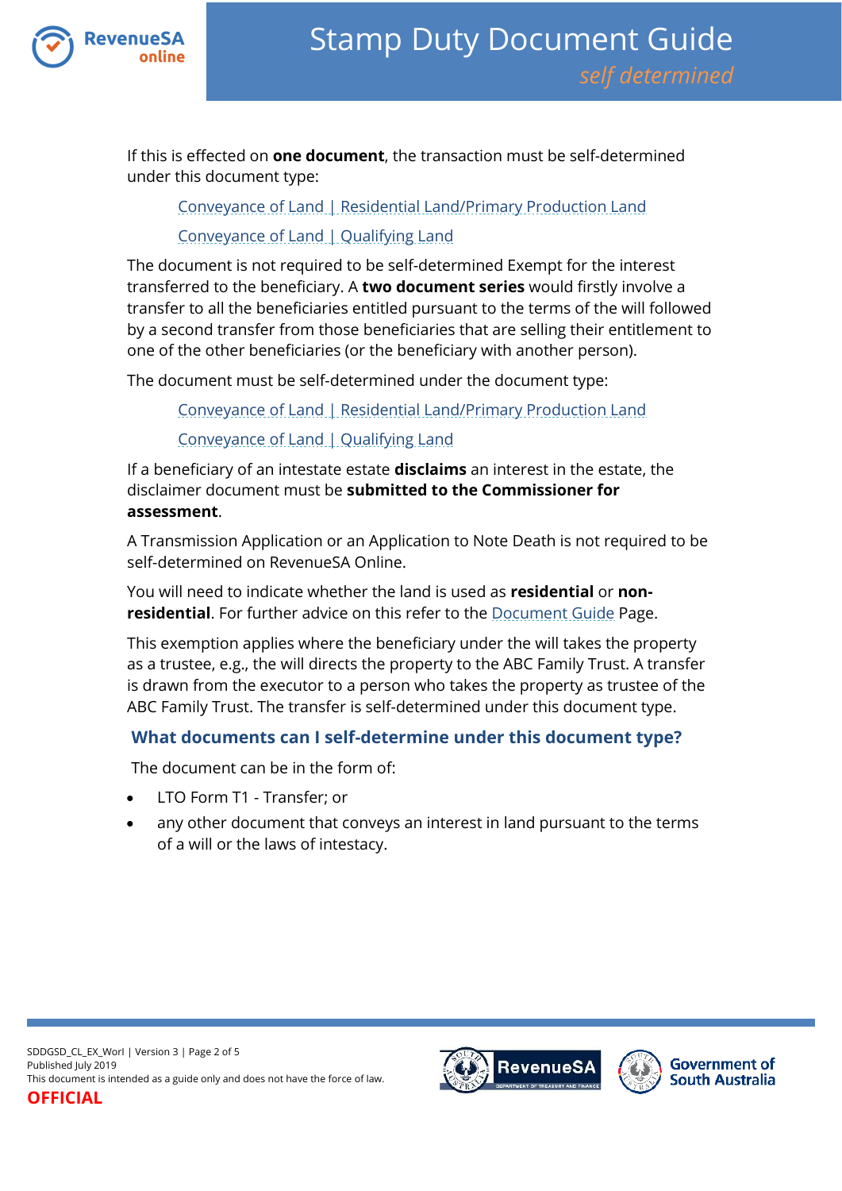If this is effected on **one document**, the transaction must be self-determined under this document type:

Conveyance of Land | Residential Land/Primary Production Land

Conveyance of Land | Qualifying Land

The document is not required to be self-determined Exempt for the interest transferred to the beneficiary. A **two document series** would firstly involve a transfer to all the beneficiaries entitled pursuant to the terms of the will followed by a second transfer from those beneficiaries that are selling their entitlement to one of the other beneficiaries (or the beneficiary with another person).

The document must be self-determined under the document type:

Conveyance of Land | Residential Land/Primary Production Land

Conveyance of Land | Qualifying Land

If a beneficiary of an intestate estate **disclaims** an interest in the estate, the disclaimer document must be **submitted to the Commissioner for assessment**.

A Transmission Application or an Application to Note Death is not required to be self-determined on RevenueSA Online.

You will need to indicate whether the land is used as **residential** or **non-residential**. For further advice on this refer to the Document Guide Page.

This exemption applies where the beneficiary under the will takes the property as a trustee, e.g., the will directs the property to the ABC Family Trust. A transfer is drawn from the executor to a person who takes the property as trustee of the ABC Family Trust. The transfer is self-determined under this document type.

## What documents can I self-determine under this document type?

The document can be in the form of:

- LTO Form T1 - Transfer; or
- any other document that conveys an interest in land pursuant to the terms of a will or the laws of intestacy.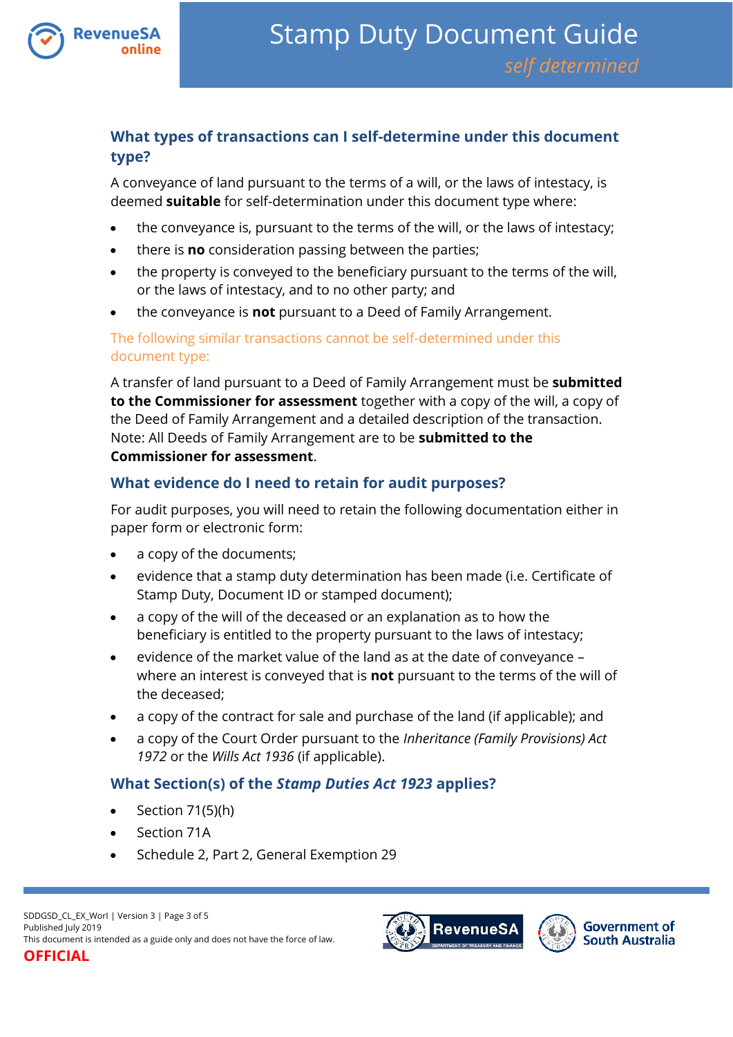## What types of transactions can I self-determine under this document type?

A conveyance of land pursuant to the terms of a will, or the laws of intestacy, is deemed **suitable** for self-determination under this document type where:

- the conveyance is, pursuant to the terms of the will, or the laws of intestacy;
- there is **no** consideration passing between the parties;
- the property is conveyed to the beneficiary pursuant to the terms of the will, or the laws of intestacy, and to no other party; and
- the conveyance is **not** pursuant to a Deed of Family Arrangement.

### The following similar transactions cannot be self-determined under this document type:

A transfer of land pursuant to a Deed of Family Arrangement must be **submitted to the Commissioner for assessment** together with a copy of the will, a copy of the Deed of Family Arrangement and a detailed description of the transaction. Note: All Deeds of Family Arrangement are to be **submitted to the Commissioner for assessment**.

## What evidence do I need to retain for audit purposes?

For audit purposes, you will need to retain the following documentation either in paper form or electronic form:

- a copy of the documents;
- evidence that a stamp duty determination has been made (i.e. Certificate of Stamp Duty, Document ID or stamped document);
- a copy of the will of the deceased or an explanation as to how the beneficiary is entitled to the property pursuant to the laws of intestacy;
- evidence of the market value of the land as at the date of conveyance – where an interest is conveyed that is **not** pursuant to the terms of the will of the deceased;
- a copy of the contract for sale and purchase of the land (if applicable); and
- a copy of the Court Order pursuant to the *Inheritance (Family Provisions) Act 1972* or the *Wills Act 1936* (if applicable).

## What Section(s) of the *Stamp Duties Act 1923* applies?

- Section 71(5)(h)
- Section 71A
- Schedule 2, Part 2, General Exemption 29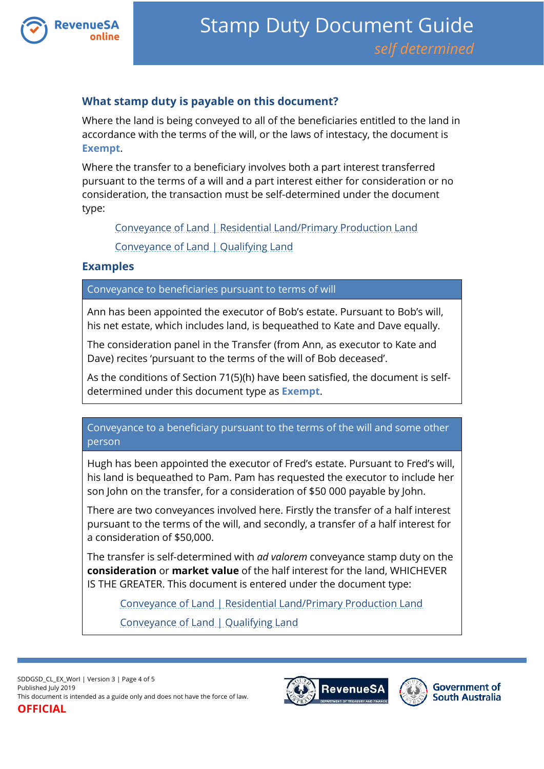## What stamp duty is payable on this document?

Where the land is being conveyed to all of the beneficiaries entitled to the land in accordance with the terms of the will, or the laws of intestacy, the document is **Exempt**.

Where the transfer to a beneficiary involves both a part interest transferred pursuant to the terms of a will and a part interest either for consideration or no consideration, the transaction must be self-determined under the document type:

> Conveyance of Land | Residential Land/Primary Production Land
>
> Conveyance of Land | Qualifying Land

## Examples

### Conveyance to beneficiaries pursuant to terms of will

Ann has been appointed the executor of Bob's estate. Pursuant to Bob's will, his net estate, which includes land, is bequeathed to Kate and Dave equally.

The consideration panel in the Transfer (from Ann, as executor to Kate and Dave) recites 'pursuant to the terms of the will of Bob deceased'.

As the conditions of Section 71(5)(h) have been satisfied, the document is self-determined under this document type as **Exempt**.

### Conveyance to a beneficiary pursuant to the terms of the will and some other person

Hugh has been appointed the executor of Fred's estate. Pursuant to Fred's will, his land is bequeathed to Pam. Pam has requested the executor to include her son John on the transfer, for a consideration of $50 000 payable by John.

There are two conveyances involved here. Firstly the transfer of a half interest pursuant to the terms of the will, and secondly, a transfer of a half interest for a consideration of $50,000.

The transfer is self-determined with *ad valorem* conveyance stamp duty on the **consideration** or **market value** of the half interest for the land, WHICHEVER IS THE GREATER. This document is entered under the document type:

> Conveyance of Land | Residential Land/Primary Production Land
>
> Conveyance of Land | Qualifying Land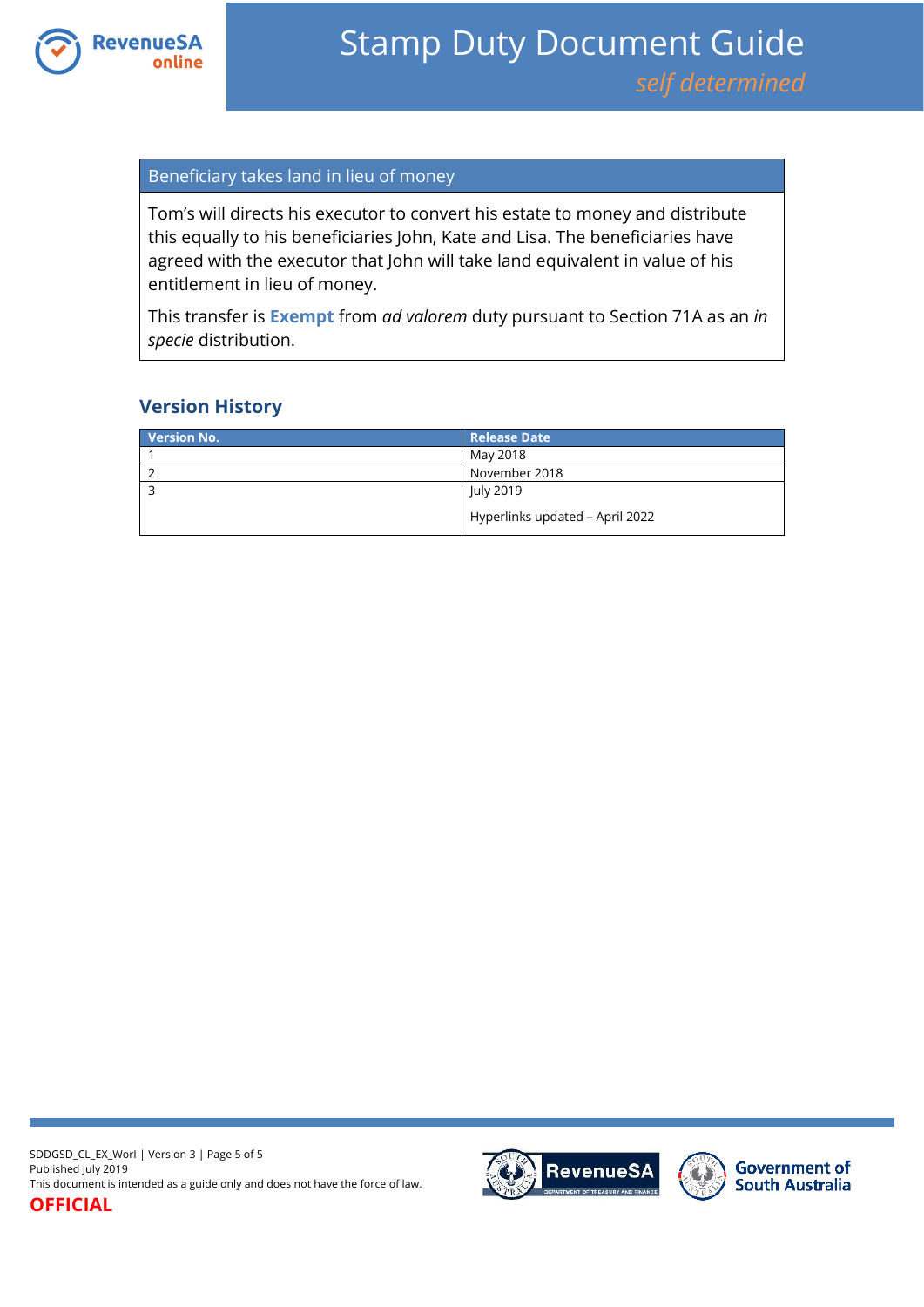### Beneficiary takes land in lieu of money

Tom's will directs his executor to convert his estate to money and distribute this equally to his beneficiaries John, Kate and Lisa. The beneficiaries have agreed with the executor that John will take land equivalent in value of his entitlement in lieu of money.

This transfer is **Exempt** from *ad valorem* duty pursuant to Section 71A as an *in specie* distribution.

## Version History

| Version No. | Release Date |
|---|---|
| 1 | May 2018 |
| 2 | November 2018 |
| 3 | July 2019<br><br>Hyperlinks updated – April 2022 |

SDDGSD_CL_EX_WorI | Version 3
Published July 2019
This document is intended as a guide only and does not have the force of law.
**OFFICIAL**